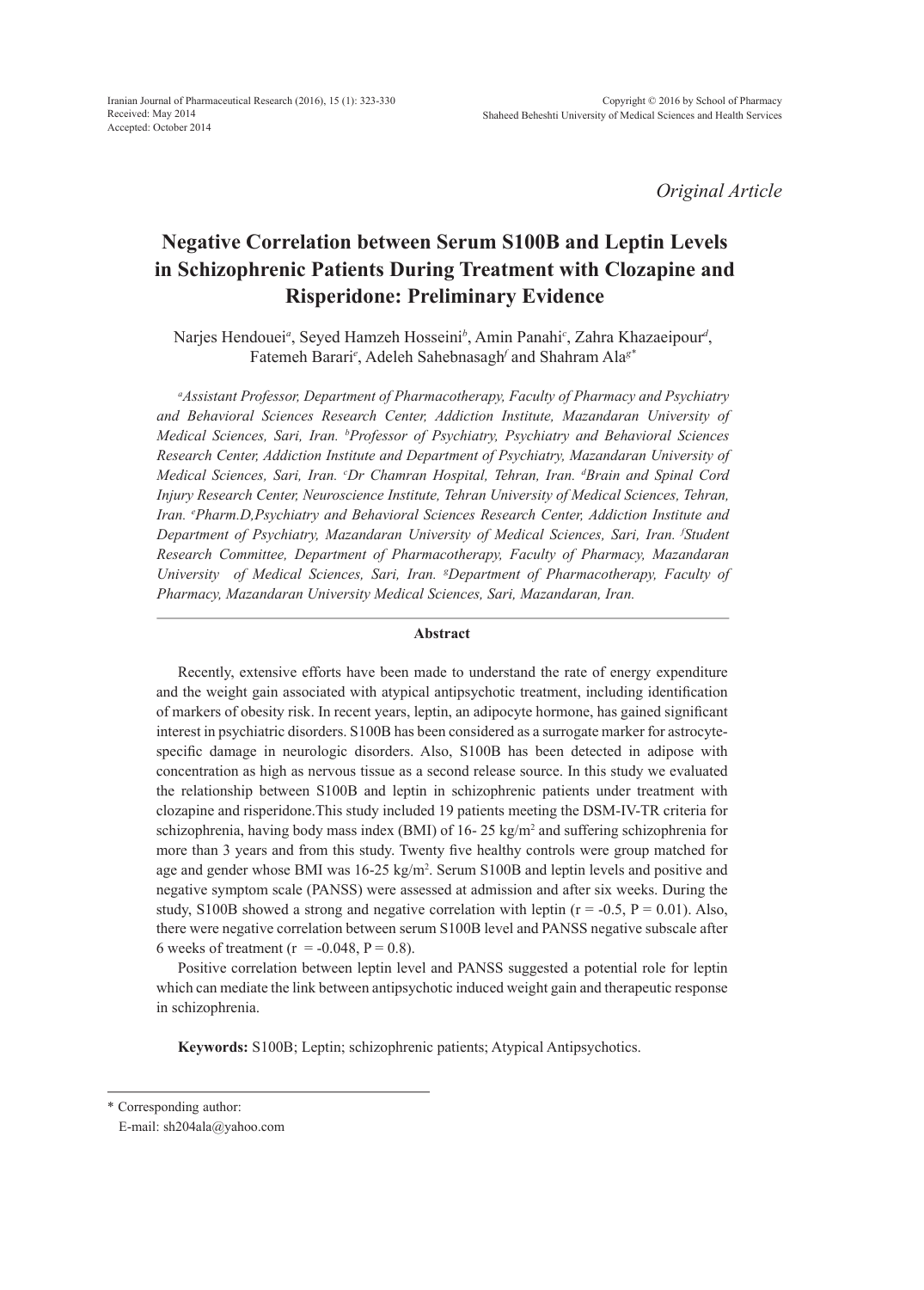*Original Article*

# Negative Correlation between Serum S100B and Leptin Levels in Schizophrenic Patients During Treatment with Clozapine and Risperidone: Preliminary Evidence

Narjes Hendouei[a], Seyed Hamzeh Hosseini[b], Amin Panahi[c], Zahra Khazaeipour[d], Fatemeh Barari[e], Adeleh Sahebnasagh[f] and Shahram Ala[g*]

*[a]Assistant Professor, Department of Pharmacotherapy, Faculty of Pharmacy and Psychiatry and Behavioral Sciences Research Center, Addiction Institute, Mazandaran University of Medical Sciences, Sari, Iran. [b]Professor of Psychiatry, Psychiatry and Behavioral Sciences Research Center, Addiction Institute and Department of Psychiatry, Mazandaran University of Medical Sciences, Sari, Iran. [c]Dr Chamran Hospital, Tehran, Iran. [d]Brain and Spinal Cord Injury Research Center, Neuroscience Institute, Tehran University of Medical Sciences, Tehran, Iran. [e]Pharm.D,Psychiatry and Behavioral Sciences Research Center, Addiction Institute and Department of Psychiatry, Mazandaran University of Medical Sciences, Sari, Iran. [f]Student Research Committee, Department of Pharmacotherapy, Faculty of Pharmacy, Mazandaran University of Medical Sciences, Sari, Iran. [g]Department of Pharmacotherapy, Faculty of Pharmacy, Mazandaran University Medical Sciences, Sari, Mazandaran, Iran.*

## Abstract

Recently, extensive efforts have been made to understand the rate of energy expenditure and the weight gain associated with atypical antipsychotic treatment, including identification of markers of obesity risk. In recent years, leptin, an adipocyte hormone, has gained significant interest in psychiatric disorders. S100B has been considered as a surrogate marker for astrocyte-specific damage in neurologic disorders. Also, S100B has been detected in adipose with concentration as high as nervous tissue as a second release source. In this study we evaluated the relationship between S100B and leptin in schizophrenic patients under treatment with clozapine and risperidone.This study included 19 patients meeting the DSM-IV-TR criteria for schizophrenia, having body mass index (BMI) of 16- 25 kg/m$^2$ and suffering schizophrenia for more than 3 years and from this study. Twenty five healthy controls were group matched for age and gender whose BMI was 16-25 kg/m$^2$. Serum S100B and leptin levels and positive and negative symptom scale (PANSS) were assessed at admission and after six weeks. During the study, S100B showed a strong and negative correlation with leptin ($r = -0.5$, $P = 0.01$). Also, there were negative correlation between serum S100B level and PANSS negative subscale after 6 weeks of treatment ($r = -0.048$, $P = 0.8$).

Positive correlation between leptin level and PANSS suggested a potential role for leptin which can mediate the link between antipsychotic induced weight gain and therapeutic response in schizophrenia.

**Keywords:** S100B; Leptin; schizophrenic patients; Atypical Antipsychotics.

---

\* Corresponding author:
E-mail: sh204ala@yahoo.com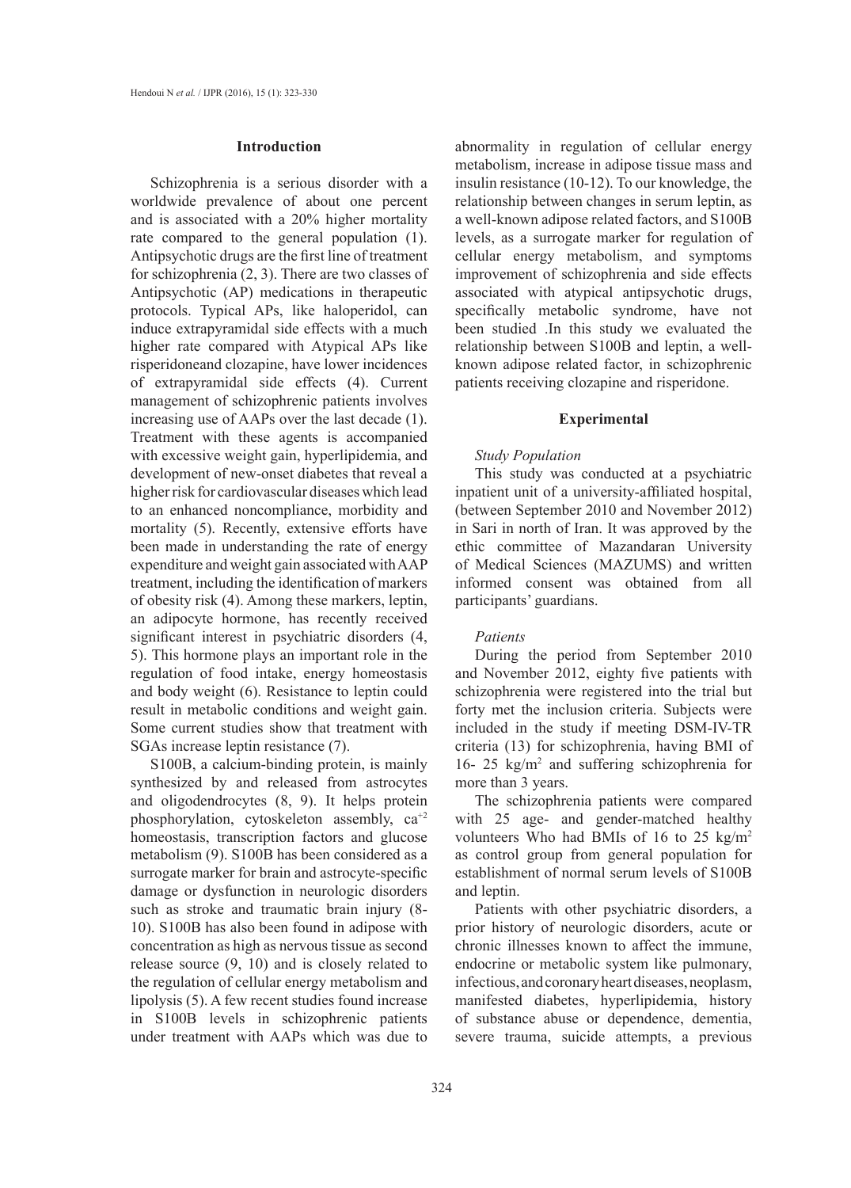## Introduction

Schizophrenia is a serious disorder with a worldwide prevalence of about one percent and is associated with a 20% higher mortality rate compared to the general population (1). Antipsychotic drugs are the first line of treatment for schizophrenia (2, 3). There are two classes of Antipsychotic (AP) medications in therapeutic protocols. Typical APs, like haloperidol, can induce extrapyramidal side effects with a much higher rate compared with Atypical APs like risperidoneand clozapine, have lower incidences of extrapyramidal side effects (4). Current management of schizophrenic patients involves increasing use of AAPs over the last decade (1). Treatment with these agents is accompanied with excessive weight gain, hyperlipidemia, and development of new-onset diabetes that reveal a higher risk for cardiovascular diseases which lead to an enhanced noncompliance, morbidity and mortality (5). Recently, extensive efforts have been made in understanding the rate of energy expenditure and weight gain associated with AAP treatment, including the identification of markers of obesity risk (4). Among these markers, leptin, an adipocyte hormone, has recently received significant interest in psychiatric disorders (4, 5). This hormone plays an important role in the regulation of food intake, energy homeostasis and body weight (6). Resistance to leptin could result in metabolic conditions and weight gain. Some current studies show that treatment with SGAs increase leptin resistance (7).

S100B, a calcium-binding protein, is mainly synthesized by and released from astrocytes and oligodendrocytes (8, 9). It helps protein phosphorylation, cytoskeleton assembly, $ca^{+2}$ homeostasis, transcription factors and glucose metabolism (9). S100B has been considered as a surrogate marker for brain and astrocyte-specific damage or dysfunction in neurologic disorders such as stroke and traumatic brain injury (8-10). S100B has also been found in adipose with concentration as high as nervous tissue as second release source (9, 10) and is closely related to the regulation of cellular energy metabolism and lipolysis (5). A few recent studies found increase in S100B levels in schizophrenic patients under treatment with AAPs which was due to abnormality in regulation of cellular energy metabolism, increase in adipose tissue mass and insulin resistance (10-12). To our knowledge, the relationship between changes in serum leptin, as a well-known adipose related factors, and S100B levels, as a surrogate marker for regulation of cellular energy metabolism, and symptoms improvement of schizophrenia and side effects associated with atypical antipsychotic drugs, specifically metabolic syndrome, have not been studied .In this study we evaluated the relationship between S100B and leptin, a well-known adipose related factor, in schizophrenic patients receiving clozapine and risperidone.

## Experimental

*Study Population*

This study was conducted at a psychiatric inpatient unit of a university-affiliated hospital, (between September 2010 and November 2012) in Sari in north of Iran. It was approved by the ethic committee of Mazandaran University of Medical Sciences (MAZUMS) and written informed consent was obtained from all participants' guardians.

*Patients*

During the period from September 2010 and November 2012, eighty five patients with schizophrenia were registered into the trial but forty met the inclusion criteria. Subjects were included in the study if meeting DSM-IV-TR criteria (13) for schizophrenia, having BMI of 16- 25 $kg/m^2$ and suffering schizophrenia for more than 3 years.

The schizophrenia patients were compared with 25 age- and gender-matched healthy volunteers Who had BMIs of 16 to 25 $kg/m^2$ as control group from general population for establishment of normal serum levels of S100B and leptin.

Patients with other psychiatric disorders, a prior history of neurologic disorders, acute or chronic illnesses known to affect the immune, endocrine or metabolic system like pulmonary, infectious, and coronary heart diseases, neoplasm, manifested diabetes, hyperlipidemia, history of substance abuse or dependence, dementia, severe trauma, suicide attempts, a previous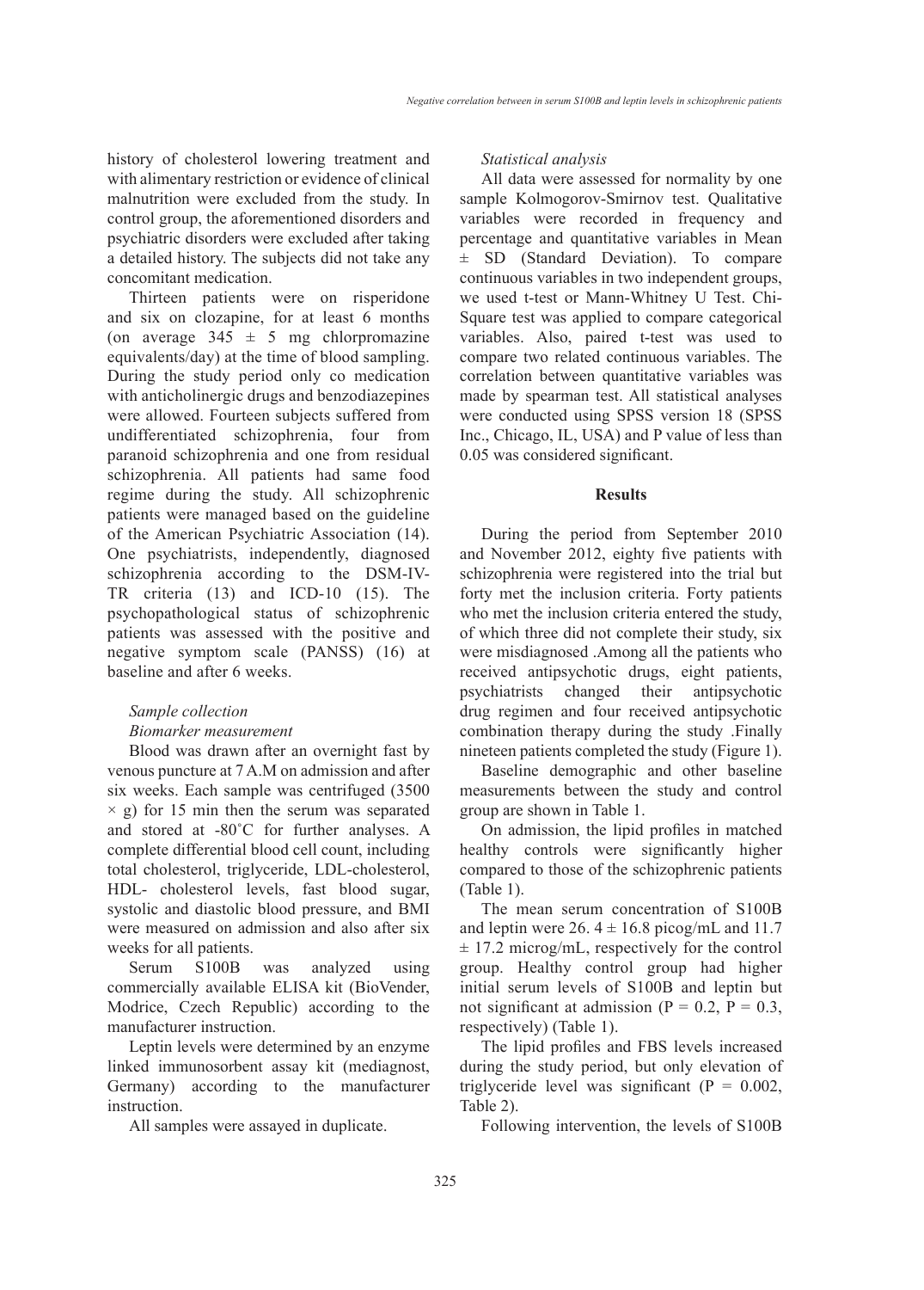history of cholesterol lowering treatment and with alimentary restriction or evidence of clinical malnutrition were excluded from the study. In control group, the aforementioned disorders and psychiatric disorders were excluded after taking a detailed history. The subjects did not take any concomitant medication.

Thirteen patients were on risperidone and six on clozapine, for at least 6 months (on average 345 ± 5 mg chlorpromazine equivalents/day) at the time of blood sampling. During the study period only co medication with anticholinergic drugs and benzodiazepines were allowed. Fourteen subjects suffered from undifferentiated schizophrenia, four from paranoid schizophrenia and one from residual schizophrenia. All patients had same food regime during the study. All schizophrenic patients were managed based on the guideline of the American Psychiatric Association (14). One psychiatrists, independently, diagnosed schizophrenia according to the DSM-IV-TR criteria (13) and ICD-10 (15). The psychopathological status of schizophrenic patients was assessed with the positive and negative symptom scale (PANSS) (16) at baseline and after 6 weeks.

*Sample collection*

*Biomarker measurement*

Blood was drawn after an overnight fast by venous puncture at 7 A.M on admission and after six weeks. Each sample was centrifuged (3500 × g) for 15 min then the serum was separated and stored at -80˚C for further analyses. A complete differential blood cell count, including total cholesterol, triglyceride, LDL-cholesterol, HDL- cholesterol levels, fast blood sugar, systolic and diastolic blood pressure, and BMI were measured on admission and also after six weeks for all patients.

Serum S100B was analyzed using commercially available ELISA kit (BioVender, Modrice, Czech Republic) according to the manufacturer instruction.

Leptin levels were determined by an enzyme linked immunosorbent assay kit (mediagnost, Germany) according to the manufacturer instruction.

All samples were assayed in duplicate.

*Statistical analysis*

All data were assessed for normality by one sample Kolmogorov-Smirnov test. Qualitative variables were recorded in frequency and percentage and quantitative variables in Mean ± SD (Standard Deviation). To compare continuous variables in two independent groups, we used t-test or Mann-Whitney U Test. Chi-Square test was applied to compare categorical variables. Also, paired t-test was used to compare two related continuous variables. The correlation between quantitative variables was made by spearman test. All statistical analyses were conducted using SPSS version 18 (SPSS Inc., Chicago, IL, USA) and P value of less than 0.05 was considered significant.

## Results

During the period from September 2010 and November 2012, eighty five patients with schizophrenia were registered into the trial but forty met the inclusion criteria. Forty patients who met the inclusion criteria entered the study, of which three did not complete their study, six were misdiagnosed .Among all the patients who received antipsychotic drugs, eight patients, psychiatrists changed their antipsychotic drug regimen and four received antipsychotic combination therapy during the study .Finally nineteen patients completed the study (Figure 1).

Baseline demographic and other baseline measurements between the study and control group are shown in Table 1.

On admission, the lipid profiles in matched healthy controls were significantly higher compared to those of the schizophrenic patients (Table 1).

The mean serum concentration of S100B and leptin were 26. 4 ± 16.8 picog/mL and 11.7 ± 17.2 microg/mL, respectively for the control group. Healthy control group had higher initial serum levels of S100B and leptin but not significant at admission (P = 0.2, P = 0.3, respectively) (Table 1).

The lipid profiles and FBS levels increased during the study period, but only elevation of triglyceride level was significant (P = 0.002, Table 2).

Following intervention, the levels of S100B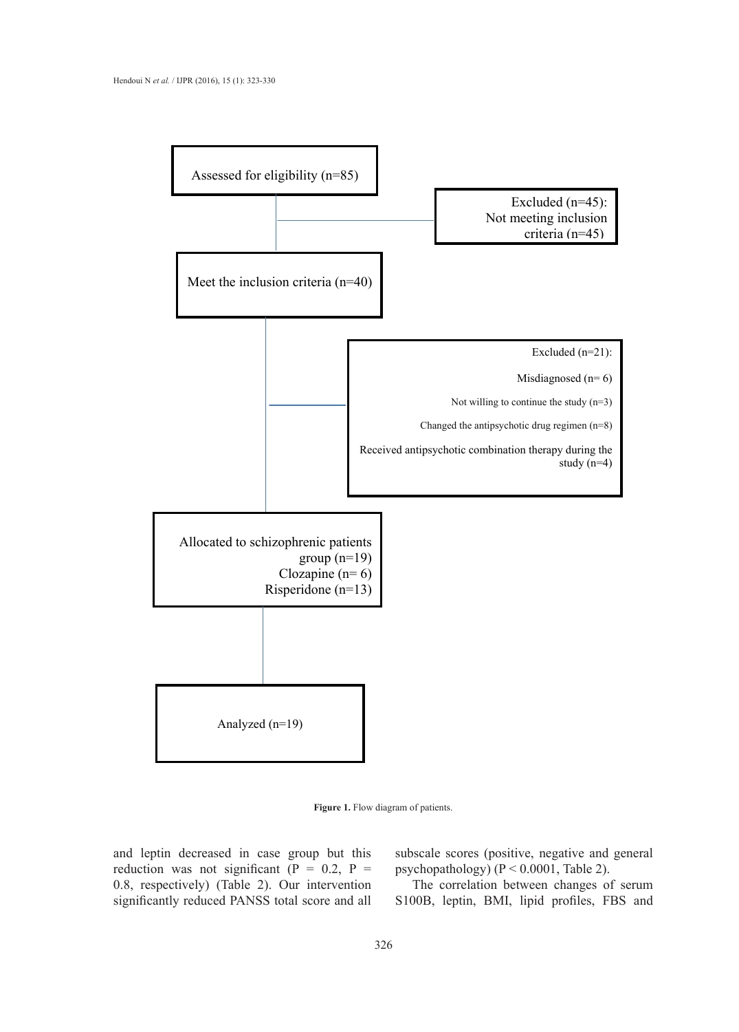Assessed for eligibility (n=85)

Excluded (n=45):
Not meeting inclusion criteria (n=45)

Meet the inclusion criteria (n=40)

Excluded (n=21):

Misdiagnosed (n= 6)

Not willing to continue the study (n=3)

Changed the antipsychotic drug regimen (n=8)

Received antipsychotic combination therapy during the study (n=4)

Allocated to schizophrenic patients group (n=19)
Clozapine (n= 6)
Risperidone (n=13)

Analyzed (n=19)

**Figure 1.** Flow diagram of patients.

and leptin decreased in case group but this reduction was not significant ($P = 0.2$, $P = 0.8$, respectively) (Table 2). Our intervention significantly reduced PANSS total score and all subscale scores (positive, negative and general psychopathology) ($P < 0.0001$, Table 2).

The correlation between changes of serum S100B, leptin, BMI, lipid profiles, FBS and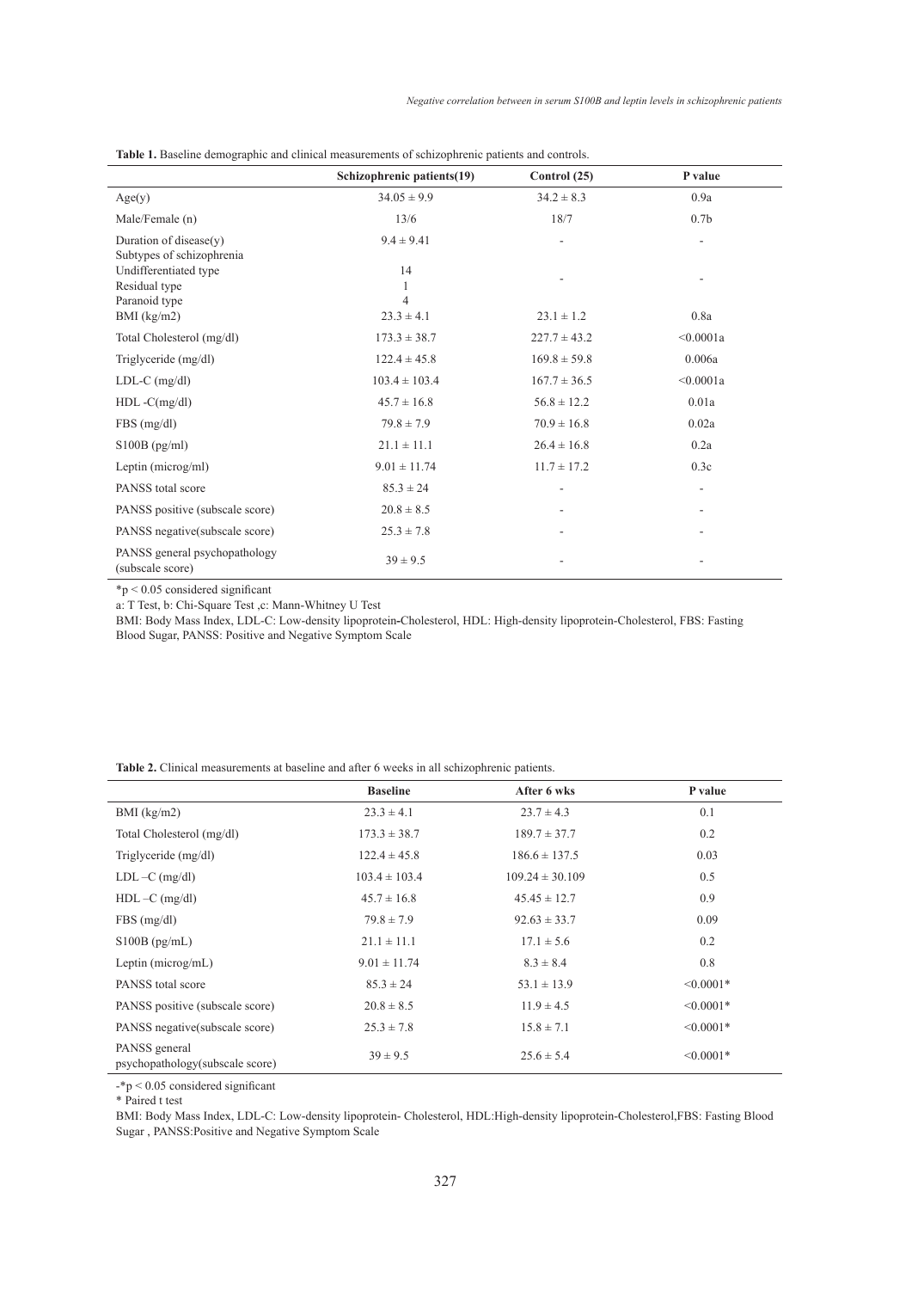**Table 1.** Baseline demographic and clinical measurements of schizophrenic patients and controls.

| | Schizophrenic patients(19) | Control (25) | P value |
|---|---|---|---|
| Age(y) | 34.05 ± 9.9 | 34.2 ± 8.3 | 0.9a |
| Male/Female (n) | 13/6 | 18/7 | 0.7b |
| Duration of disease(y) | 9.4 ± 9.41 | - | - |
| Subtypes of schizophrenia | | | |
| Undifferentiated type | 14 | - | - |
| Residual type | 1 | | |
| Paranoid type | 4 | | |
| BMI (kg/m2) | 23.3 ± 4.1 | 23.1 ± 1.2 | 0.8a |
| Total Cholesterol (mg/dl) | 173.3 ± 38.7 | 227.7 ± 43.2 | <0.0001a |
| Triglyceride (mg/dl) | 122.4 ± 45.8 | 169.8 ± 59.8 | 0.006a |
| LDL-C (mg/dl) | 103.4 ± 103.4 | 167.7 ± 36.5 | <0.0001a |
| HDL -C(mg/dl) | 45.7 ± 16.8 | 56.8 ± 12.2 | 0.01a |
| FBS (mg/dl) | 79.8 ± 7.9 | 70.9 ± 16.8 | 0.02a |
| S100B (pg/ml) | 21.1 ± 11.1 | 26.4 ± 16.8 | 0.2a |
| Leptin (microg/ml) | 9.01 ± 11.74 | 11.7 ± 17.2 | 0.3c |
| PANSS total score | 85.3 ± 24 | - | - |
| PANSS positive (subscale score) | 20.8 ± 8.5 | - | - |
| PANSS negative(subscale score) | 25.3 ± 7.8 | - | - |
| PANSS general psychopathology (subscale score) | 39 ± 9.5 | - | - |

*p < 0.05 considered significant

a: T Test, b: Chi-Square Test ,c: Mann-Whitney U Test

BMI: Body Mass Index, LDL-C: Low-density lipoprotein-Cholesterol, HDL: High-density lipoprotein-Cholesterol, FBS: Fasting Blood Sugar, PANSS: Positive and Negative Symptom Scale

**Table 2.** Clinical measurements at baseline and after 6 weeks in all schizophrenic patients.

| | Baseline | After 6 wks | P value |
|---|---|---|---|
| BMI (kg/m2) | 23.3 ± 4.1 | 23.7 ± 4.3 | 0.1 |
| Total Cholesterol (mg/dl) | 173.3 ± 38.7 | 189.7 ± 37.7 | 0.2 |
| Triglyceride (mg/dl) | 122.4 ± 45.8 | 186.6 ± 137.5 | 0.03 |
| LDL –C (mg/dl) | 103.4 ± 103.4 | 109.24 ± 30.109 | 0.5 |
| HDL –C (mg/dl) | 45.7 ± 16.8 | 45.45 ± 12.7 | 0.9 |
| FBS (mg/dl) | 79.8 ± 7.9 | 92.63 ± 33.7 | 0.09 |
| S100B (pg/mL) | 21.1 ± 11.1 | 17.1 ± 5.6 | 0.2 |
| Leptin (microg/mL) | 9.01 ± 11.74 | 8.3 ± 8.4 | 0.8 |
| PANSS total score | 85.3 ± 24 | 53.1 ± 13.9 | <0.0001* |
| PANSS positive (subscale score) | 20.8 ± 8.5 | 11.9 ± 4.5 | <0.0001* |
| PANSS negative(subscale score) | 25.3 ± 7.8 | 15.8 ± 7.1 | <0.0001* |
| PANSS general psychopathology(subscale score) | 39 ± 9.5 | 25.6 ± 5.4 | <0.0001* |

-*p < 0.05 considered significant

* Paired t test

BMI: Body Mass Index, LDL-C: Low-density lipoprotein- Cholesterol, HDL:High-density lipoprotein-Cholesterol,FBS: Fasting Blood Sugar , PANSS:Positive and Negative Symptom Scale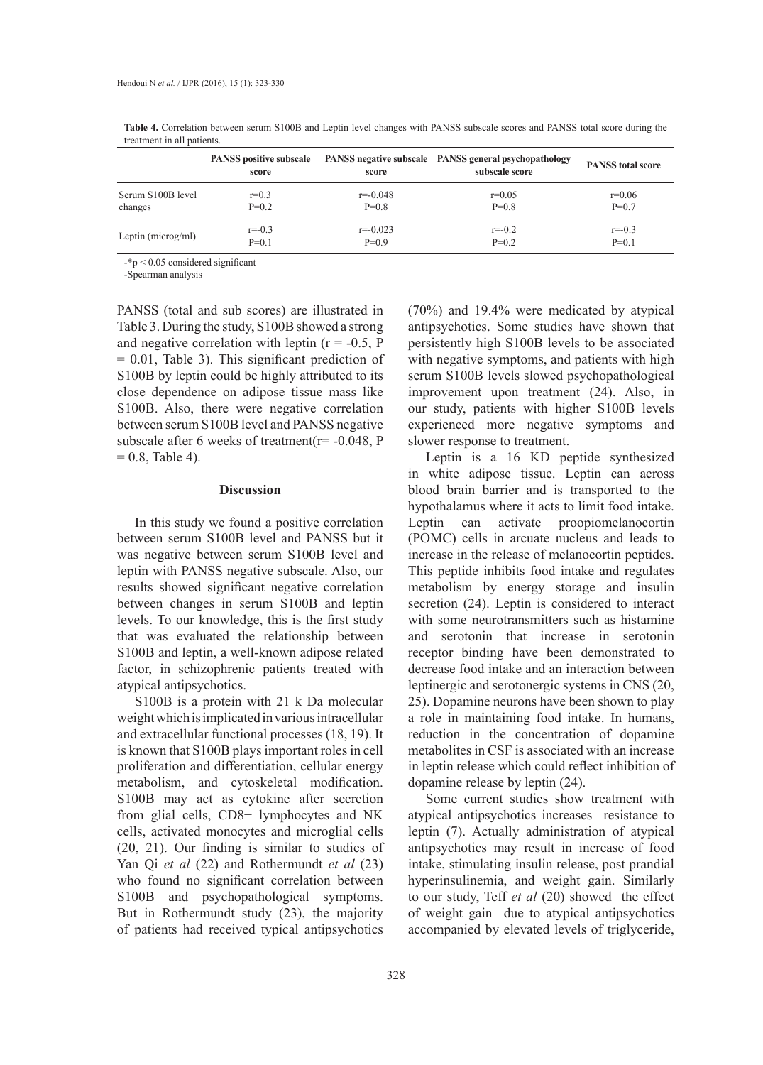**Table 4.** Correlation between serum S100B and Leptin level changes with PANSS subscale scores and PANSS total score during the treatment in all patients.

| | PANSS positive subscale score | PANSS negative subscale score | PANSS general psychopathology subscale score | PANSS total score |
|---|---|---|---|---|
| Serum S100B level changes | r=0.3<br>P=0.2 | r=-0.048<br>P=0.8 | r=0.05<br>P=0.8 | r=0.06<br>P=0.7 |
| Leptin (microg/ml) | r=-0.3<br>P=0.1 | r=-0.023<br>P=0.9 | r=-0.2<br>P=0.2 | r=-0.3<br>P=0.1 |

-*p < 0.05 considered significant

-Spearman analysis

PANSS (total and sub scores) are illustrated in Table 3. During the study, S100B showed a strong and negative correlation with leptin (r = -0.5, P = 0.01, Table 3). This significant prediction of S100B by leptin could be highly attributed to its close dependence on adipose tissue mass like S100B. Also, there were negative correlation between serum S100B level and PANSS negative subscale after 6 weeks of treatment(r= -0.048, P = 0.8, Table 4).

## Discussion

In this study we found a positive correlation between serum S100B level and PANSS but it was negative between serum S100B level and leptin with PANSS negative subscale. Also, our results showed significant negative correlation between changes in serum S100B and leptin levels. To our knowledge, this is the first study that was evaluated the relationship between S100B and leptin, a well-known adipose related factor, in schizophrenic patients treated with atypical antipsychotics.

S100B is a protein with 21 k Da molecular weight which is implicated in various intracellular and extracellular functional processes (18, 19). It is known that S100B plays important roles in cell proliferation and differentiation, cellular energy metabolism, and cytoskeletal modification. S100B may act as cytokine after secretion from glial cells, CD8+ lymphocytes and NK cells, activated monocytes and microglial cells (20, 21). Our finding is similar to studies of Yan Qi *et al* (22) and Rothermundt *et al* (23) who found no significant correlation between S100B and psychopathological symptoms. But in Rothermundt study (23), the majority of patients had received typical antipsychotics (70%) and 19.4% were medicated by atypical antipsychotics. Some studies have shown that persistently high S100B levels to be associated with negative symptoms, and patients with high serum S100B levels slowed psychopathological improvement upon treatment (24). Also, in our study, patients with higher S100B levels experienced more negative symptoms and slower response to treatment.

Leptin is a 16 KD peptide synthesized in white adipose tissue. Leptin can across blood brain barrier and is transported to the hypothalamus where it acts to limit food intake. Leptin can activate proopiomelanocortin (POMC) cells in arcuate nucleus and leads to increase in the release of melanocortin peptides. This peptide inhibits food intake and regulates metabolism by energy storage and insulin secretion (24). Leptin is considered to interact with some neurotransmitters such as histamine and serotonin that increase in serotonin receptor binding have been demonstrated to decrease food intake and an interaction between leptinergic and serotonergic systems in CNS (20, 25). Dopamine neurons have been shown to play a role in maintaining food intake. In humans, reduction in the concentration of dopamine metabolites in CSF is associated with an increase in leptin release which could reflect inhibition of dopamine release by leptin (24).

Some current studies show treatment with atypical antipsychotics increases resistance to leptin (7). Actually administration of atypical antipsychotics may result in increase of food intake, stimulating insulin release, post prandial hyperinsulinemia, and weight gain. Similarly to our study, Teff *et al* (20) showed the effect of weight gain due to atypical antipsychotics accompanied by elevated levels of triglyceride,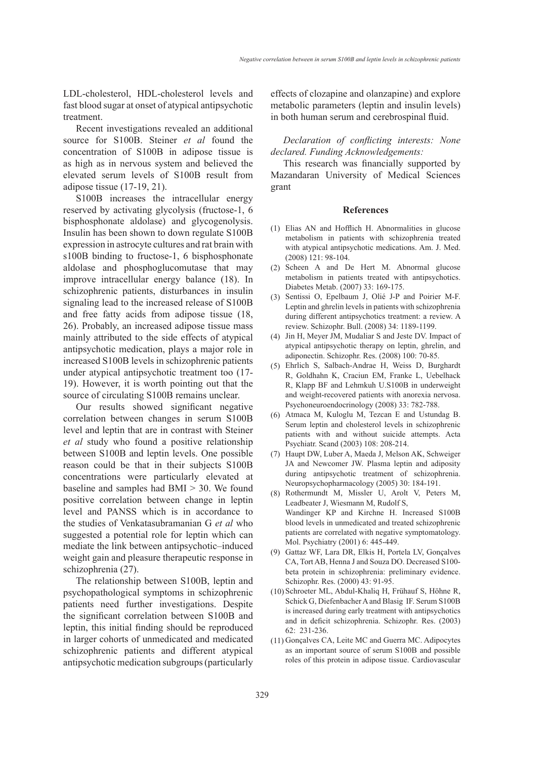LDL-cholesterol, HDL-cholesterol levels and fast blood sugar at onset of atypical antipsychotic treatment.

Recent investigations revealed an additional source for S100B. Steiner *et al* found the concentration of S100B in adipose tissue is as high as in nervous system and believed the elevated serum levels of S100B result from adipose tissue (17-19, 21).

S100B increases the intracellular energy reserved by activating glycolysis (fructose-1, 6 bisphosphonate aldolase) and glycogenolysis. Insulin has been shown to down regulate S100B expression in astrocyte cultures and rat brain with s100B binding to fructose-1, 6 bisphosphonate aldolase and phosphoglucomutase that may improve intracellular energy balance (18). In schizophrenic patients, disturbances in insulin signaling lead to the increased release of S100B and free fatty acids from adipose tissue (18, 26). Probably, an increased adipose tissue mass mainly attributed to the side effects of atypical antipsychotic medication, plays a major role in increased S100B levels in schizophrenic patients under atypical antipsychotic treatment too (17-19). However, it is worth pointing out that the source of circulating S100B remains unclear.

Our results showed significant negative correlation between changes in serum S100B level and leptin that are in contrast with Steiner *et al* study who found a positive relationship between S100B and leptin levels. One possible reason could be that in their subjects S100B concentrations were particularly elevated at baseline and samples had BMI > 30. We found positive correlation between change in leptin level and PANSS which is in accordance to the studies of Venkatasubramanian G *et al* who suggested a potential role for leptin which can mediate the link between antipsychotic–induced weight gain and pleasure therapeutic response in schizophrenia (27).

The relationship between S100B, leptin and psychopathological symptoms in schizophrenic patients need further investigations. Despite the significant correlation between S100B and leptin, this initial finding should be reproduced in larger cohorts of unmedicated and medicated schizophrenic patients and different atypical antipsychotic medication subgroups (particularly effects of clozapine and olanzapine) and explore metabolic parameters (leptin and insulin levels) in both human serum and cerebrospinal fluid.

*Declaration of conflicting interests: None declared. Funding Acknowledgements:*

This research was financially supported by Mazandaran University of Medical Sciences grant

## References

(1) Elias AN and Hofflich H. Abnormalities in glucose metabolism in patients with schizophrenia treated with atypical antipsychotic medications. Am. J. Med. (2008) 121: 98-104.

(2) Scheen A and De Hert M. Abnormal glucose metabolism in patients treated with antipsychotics. Diabetes Metab. (2007) 33: 169-175.

(3) Sentissi O, Epelbaum J, Olié J-P and Poirier M-F. Leptin and ghrelin levels in patients with schizophrenia during different antipsychotics treatment: a review. A review. Schizophr. Bull. (2008) 34: 1189-1199.

(4) Jin H, Meyer JM, Mudaliar S and Jeste DV. Impact of atypical antipsychotic therapy on leptin, ghrelin, and adiponectin. Schizophr. Res. (2008) 100: 70-85.

(5) Ehrlich S, Salbach-Andrae H, Weiss D, Burghardt R, Goldhahn K, Craciun EM, Franke L, Uebelhack R, Klapp BF and Lehmkuh U.S100B in underweight and weight-recovered patients with anorexia nervosa. Psychoneuroendocrinology (2008) 33: 782-788.

(6) Atmaca M, Kuloglu M, Tezcan E and Ustundag B. Serum leptin and cholesterol levels in schizophrenic patients with and without suicide attempts. Acta Psychiatr. Scand (2003) 108: 208-214.

(7) Haupt DW, Luber A, Maeda J, Melson AK, Schweiger JA and Newcomer JW. Plasma leptin and adiposity during antipsychotic treatment of schizophrenia. Neuropsychopharmacology (2005) 30: 184-191.

(8) Rothermundt M, Missler U, Arolt V, Peters M, Leadbeater J, Wiesmann M, Rudolf S, Wandinger KP and Kirchne H. Increased S100B blood levels in unmedicated and treated schizophrenic patients are correlated with negative symptomatology. Mol. Psychiatry (2001) 6: 445-449.

(9) Gattaz WF, Lara DR, Elkis H, Portela LV, Gonçalves CA, Tort AB, Henna J and Souza DO. Decreased S100-beta protein in schizophrenia: preliminary evidence. Schizophr. Res. (2000) 43: 91-95.

(10) Schroeter ML, Abdul-Khaliq H, Frühauf S, Höhne R, Schick G, Diefenbacher A and Blasig IF. Serum S100B is increased during early treatment with antipsychotics and in deficit schizophrenia. Schizophr. Res. (2003) 62: 231-236.

(11) Gonçalves CA, Leite MC and Guerra MC. Adipocytes as an important source of serum S100B and possible roles of this protein in adipose tissue. Cardiovascular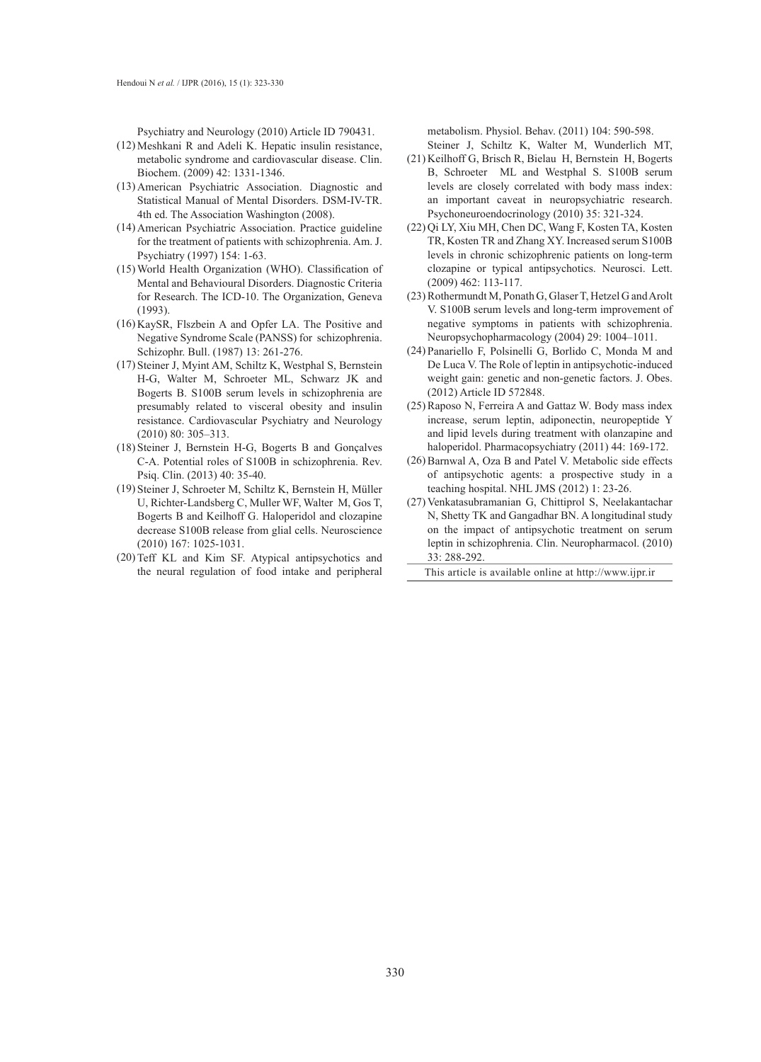Psychiatry and Neurology (2010) Article ID 790431.

(12) Meshkani R and Adeli K. Hepatic insulin resistance, metabolic syndrome and cardiovascular disease. Clin. Biochem. (2009) 42: 1331-1346.

(13) American Psychiatric Association. Diagnostic and Statistical Manual of Mental Disorders. DSM-IV-TR. 4th ed. The Association Washington (2008).

(14) American Psychiatric Association. Practice guideline for the treatment of patients with schizophrenia. Am. J. Psychiatry (1997) 154: 1-63.

(15) World Health Organization (WHO). Classification of Mental and Behavioural Disorders. Diagnostic Criteria for Research. The ICD-10. The Organization, Geneva (1993).

(16) KaySR, Flszbein A and Opfer LA. The Positive and Negative Syndrome Scale (PANSS) for schizophrenia. Schizophr. Bull. (1987) 13: 261-276.

(17) Steiner J, Myint AM, Schiltz K, Westphal S, Bernstein H-G, Walter M, Schroeter ML, Schwarz JK and Bogerts B. S100B serum levels in schizophrenia are presumably related to visceral obesity and insulin resistance. Cardiovascular Psychiatry and Neurology (2010) 80: 305–313.

(18) Steiner J, Bernstein H-G, Bogerts B and Gonçalves C-A. Potential roles of S100B in schizophrenia. Rev. Psiq. Clin. (2013) 40: 35-40.

(19) Steiner J, Schroeter M, Schiltz K, Bernstein H, Müller U, Richter-Landsberg C, Muller WF, Walter M, Gos T, Bogerts B and Keilhoff G. Haloperidol and clozapine decrease S100B release from glial cells. Neuroscience (2010) 167: 1025-1031.

(20) Teff KL and Kim SF. Atypical antipsychotics and the neural regulation of food intake and peripheral metabolism. Physiol. Behav. (2011) 104: 590-598.

Steiner J, Schiltz K, Walter M, Wunderlich MT,

(21) Keilhoff G, Brisch R, Bielau H, Bernstein H, Bogerts B, Schroeter ML and Westphal S. S100B serum levels are closely correlated with body mass index: an important caveat in neuropsychiatric research. Psychoneuroendocrinology (2010) 35: 321-324.

(22) Qi LY, Xiu MH, Chen DC, Wang F, Kosten TA, Kosten TR, Kosten TR and Zhang XY. Increased serum S100B levels in chronic schizophrenic patients on long-term clozapine or typical antipsychotics. Neurosci. Lett. (2009) 462: 113-117.

(23) Rothermundt M, Ponath G, Glaser T, Hetzel G and Arolt V. S100B serum levels and long-term improvement of negative symptoms in patients with schizophrenia. Neuropsychopharmacology (2004) 29: 1004–1011.

(24) Panariello F, Polsinelli G, Borlido C, Monda M and De Luca V. The Role of leptin in antipsychotic-induced weight gain: genetic and non-genetic factors. J. Obes. (2012) Article ID 572848.

(25) Raposo N, Ferreira A and Gattaz W. Body mass index increase, serum leptin, adiponectin, neuropeptide Y and lipid levels during treatment with olanzapine and haloperidol. Pharmacopsychiatry (2011) 44: 169-172.

(26) Barnwal A, Oza B and Patel V. Metabolic side effects of antipsychotic agents: a prospective study in a teaching hospital. NHL JMS (2012) 1: 23-26.

(27) Venkatasubramanian G, Chittiprol S, Neelakantachar N, Shetty TK and Gangadhar BN. A longitudinal study on the impact of antipsychotic treatment on serum leptin in schizophrenia. Clin. Neuropharmacol. (2010) 33: 288-292.

This article is available online at http://www.ijpr.ir